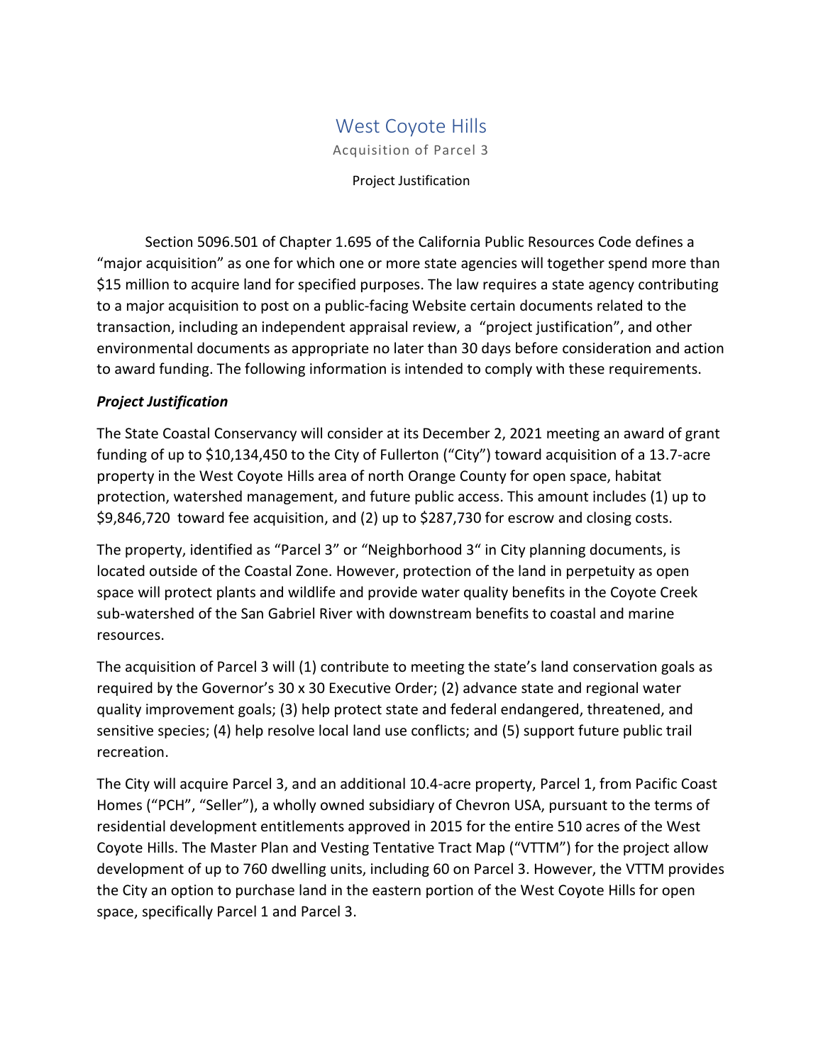# West Coyote Hills

## Acquisition of Parcel 3

Project Justification

Section 5096.501 of Chapter 1.695 of the California Public Resources Code defines a "major acquisition" as one for which one or more state agencies will together spend more than $15 million to acquire land for specified purposes. The law requires a state agency contributing to a major acquisition to post on a public-facing Website certain documents related to the transaction, including an independent appraisal review, a "project justification", and other environmental documents as appropriate no later than 30 days before consideration and action to award funding. The following information is intended to comply with these requirements.

***Project Justification***

The State Coastal Conservancy will consider at its December 2, 2021 meeting an award of grant funding of up to $10,134,450 to the City of Fullerton ("City") toward acquisition of a 13.7-acre property in the West Coyote Hills area of north Orange County for open space, habitat protection, watershed management, and future public access. This amount includes (1) up to $9,846,720 toward fee acquisition, and (2) up to $287,730 for escrow and closing costs.

The property, identified as "Parcel 3" or "Neighborhood 3" in City planning documents, is located outside of the Coastal Zone. However, protection of the land in perpetuity as open space will protect plants and wildlife and provide water quality benefits in the Coyote Creek sub-watershed of the San Gabriel River with downstream benefits to coastal and marine resources.

The acquisition of Parcel 3 will (1) contribute to meeting the state's land conservation goals as required by the Governor's 30 x 30 Executive Order; (2) advance state and regional water quality improvement goals; (3) help protect state and federal endangered, threatened, and sensitive species; (4) help resolve local land use conflicts; and (5) support future public trail recreation.

The City will acquire Parcel 3, and an additional 10.4-acre property, Parcel 1, from Pacific Coast Homes ("PCH", "Seller"), a wholly owned subsidiary of Chevron USA, pursuant to the terms of residential development entitlements approved in 2015 for the entire 510 acres of the West Coyote Hills. The Master Plan and Vesting Tentative Tract Map ("VTTM") for the project allow development of up to 760 dwelling units, including 60 on Parcel 3. However, the VTTM provides the City an option to purchase land in the eastern portion of the West Coyote Hills for open space, specifically Parcel 1 and Parcel 3.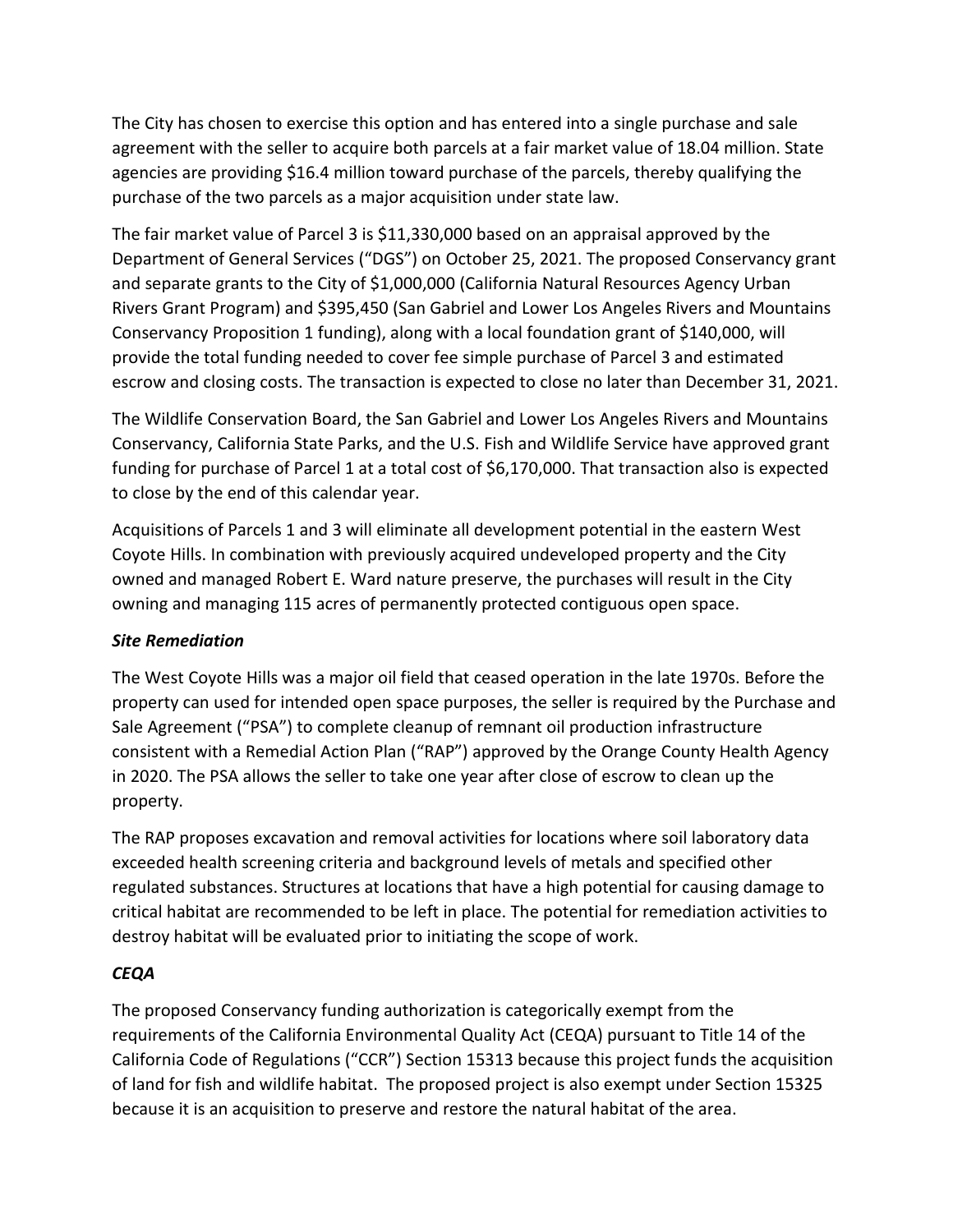The City has chosen to exercise this option and has entered into a single purchase and sale agreement with the seller to acquire both parcels at a fair market value of 18.04 million. State agencies are providing $16.4 million toward purchase of the parcels, thereby qualifying the purchase of the two parcels as a major acquisition under state law.

The fair market value of Parcel 3 is $11,330,000 based on an appraisal approved by the Department of General Services ("DGS") on October 25, 2021. The proposed Conservancy grant and separate grants to the City of $1,000,000 (California Natural Resources Agency Urban Rivers Grant Program) and $395,450 (San Gabriel and Lower Los Angeles Rivers and Mountains Conservancy Proposition 1 funding), along with a local foundation grant of $140,000, will provide the total funding needed to cover fee simple purchase of Parcel 3 and estimated escrow and closing costs. The transaction is expected to close no later than December 31, 2021.

The Wildlife Conservation Board, the San Gabriel and Lower Los Angeles Rivers and Mountains Conservancy, California State Parks, and the U.S. Fish and Wildlife Service have approved grant funding for purchase of Parcel 1 at a total cost of $6,170,000. That transaction also is expected to close by the end of this calendar year.

Acquisitions of Parcels 1 and 3 will eliminate all development potential in the eastern West Coyote Hills. In combination with previously acquired undeveloped property and the City owned and managed Robert E. Ward nature preserve, the purchases will result in the City owning and managing 115 acres of permanently protected contiguous open space.

***Site Remediation***

The West Coyote Hills was a major oil field that ceased operation in the late 1970s. Before the property can used for intended open space purposes, the seller is required by the Purchase and Sale Agreement ("PSA") to complete cleanup of remnant oil production infrastructure consistent with a Remedial Action Plan ("RAP") approved by the Orange County Health Agency in 2020. The PSA allows the seller to take one year after close of escrow to clean up the property.

The RAP proposes excavation and removal activities for locations where soil laboratory data exceeded health screening criteria and background levels of metals and specified other regulated substances. Structures at locations that have a high potential for causing damage to critical habitat are recommended to be left in place. The potential for remediation activities to destroy habitat will be evaluated prior to initiating the scope of work.

***CEQA***

The proposed Conservancy funding authorization is categorically exempt from the requirements of the California Environmental Quality Act (CEQA) pursuant to Title 14 of the California Code of Regulations ("CCR") Section 15313 because this project funds the acquisition of land for fish and wildlife habitat. The proposed project is also exempt under Section 15325 because it is an acquisition to preserve and restore the natural habitat of the area.